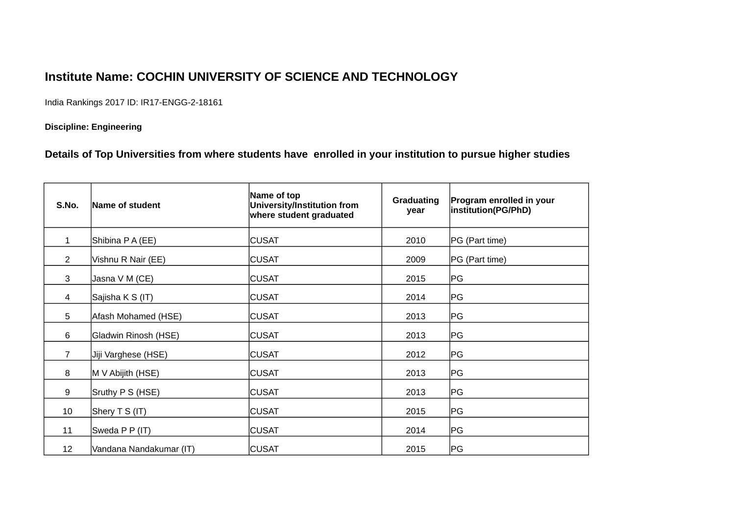## Institute Name: COCHIN UNIVERSITY OF SCIENCE AND TECHNOLOGY

India Rankings 2017 ID: IR17-ENGG-2-18161

**Discipline: Engineering**

### Details of Top Universities from where students have enrolled in your institution to pursue higher studies

| S.No. | Name of student | Name of top University/Institution from where student graduated | Graduating year | Program enrolled in your institution(PG/PhD) |
|---|---|---|---|---|
| 1 | Shibina P A (EE) | CUSAT | 2010 | PG (Part time) |
| 2 | Vishnu R Nair (EE) | CUSAT | 2009 | PG (Part time) |
| 3 | Jasna V M (CE) | CUSAT | 2015 | PG |
| 4 | Sajisha K S (IT) | CUSAT | 2014 | PG |
| 5 | Afash Mohamed (HSE) | CUSAT | 2013 | PG |
| 6 | Gladwin Rinosh (HSE) | CUSAT | 2013 | PG |
| 7 | Jiji Varghese (HSE) | CUSAT | 2012 | PG |
| 8 | M V Abijith (HSE) | CUSAT | 2013 | PG |
| 9 | Sruthy P S (HSE) | CUSAT | 2013 | PG |
| 10 | Shery T S (IT) | CUSAT | 2015 | PG |
| 11 | Sweda P P (IT) | CUSAT | 2014 | PG |
| 12 | Vandana Nandakumar (IT) | CUSAT | 2015 | PG |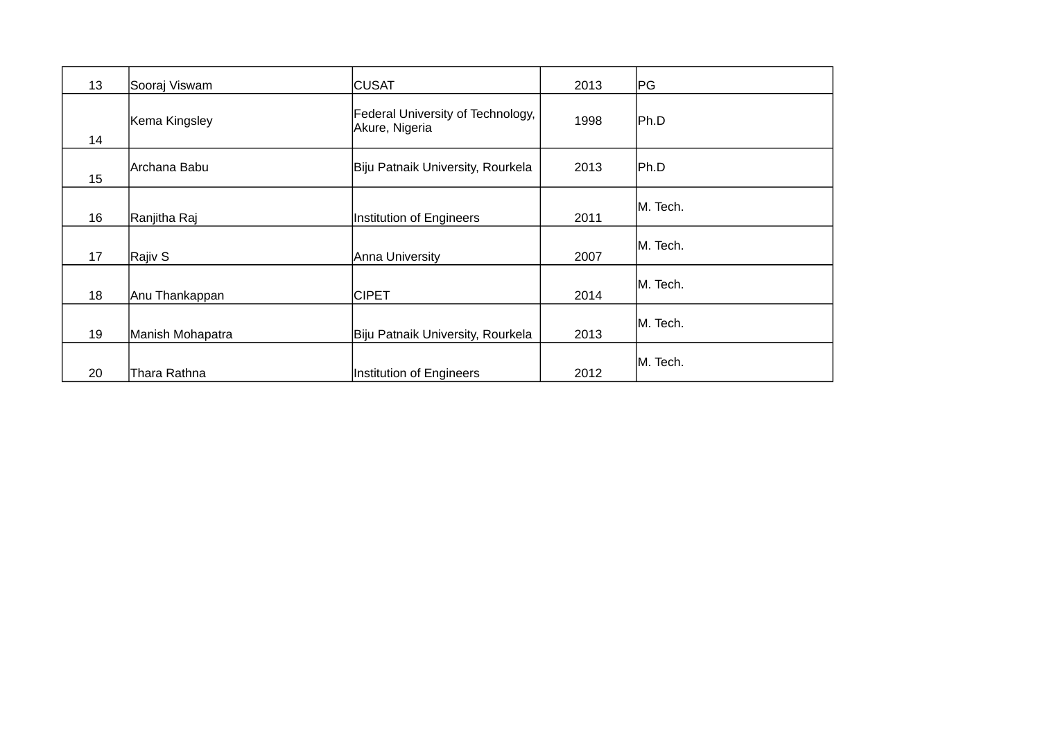| 13 | Sooraj Viswam | CUSAT | 2013 | PG |
|---|---|---|---|---|
| 14 | Kema Kingsley | Federal University of Technology, Akure, Nigeria | 1998 | Ph.D |
| 15 | Archana Babu | Biju Patnaik University, Rourkela | 2013 | Ph.D |
| 16 | Ranjitha Raj | Institution of Engineers | 2011 | M. Tech. |
| 17 | Rajiv S | Anna University | 2007 | M. Tech. |
| 18 | Anu Thankappan | CIPET | 2014 | M. Tech. |
| 19 | Manish Mohapatra | Biju Patnaik University, Rourkela | 2013 | M. Tech. |
| 20 | Thara Rathna | Institution of Engineers | 2012 | M. Tech. |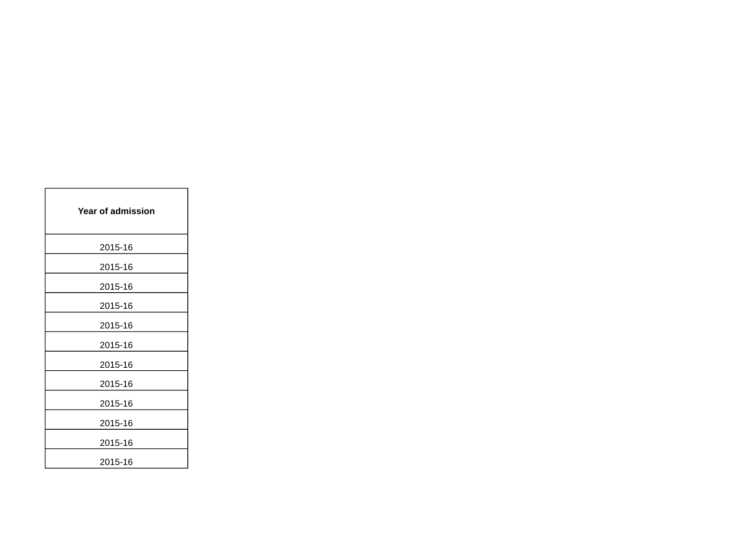| Year of admission |
|---|
| 2015-16 |
| 2015-16 |
| 2015-16 |
| 2015-16 |
| 2015-16 |
| 2015-16 |
| 2015-16 |
| 2015-16 |
| 2015-16 |
| 2015-16 |
| 2015-16 |
| 2015-16 |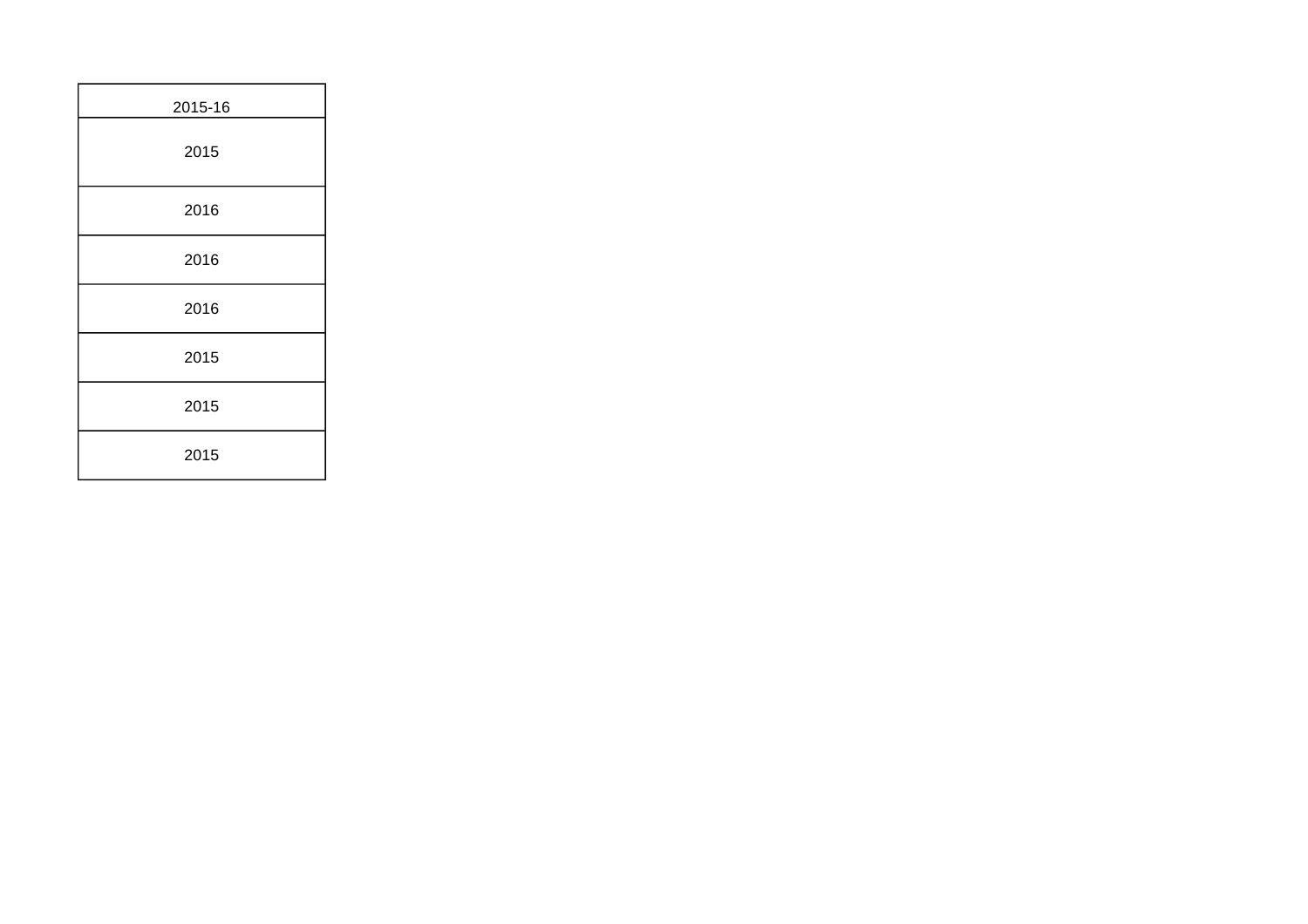| 2015-16 |
| --- |
| 2015 |
| 2016 |
| 2016 |
| 2016 |
| 2015 |
| 2015 |
| 2015 |